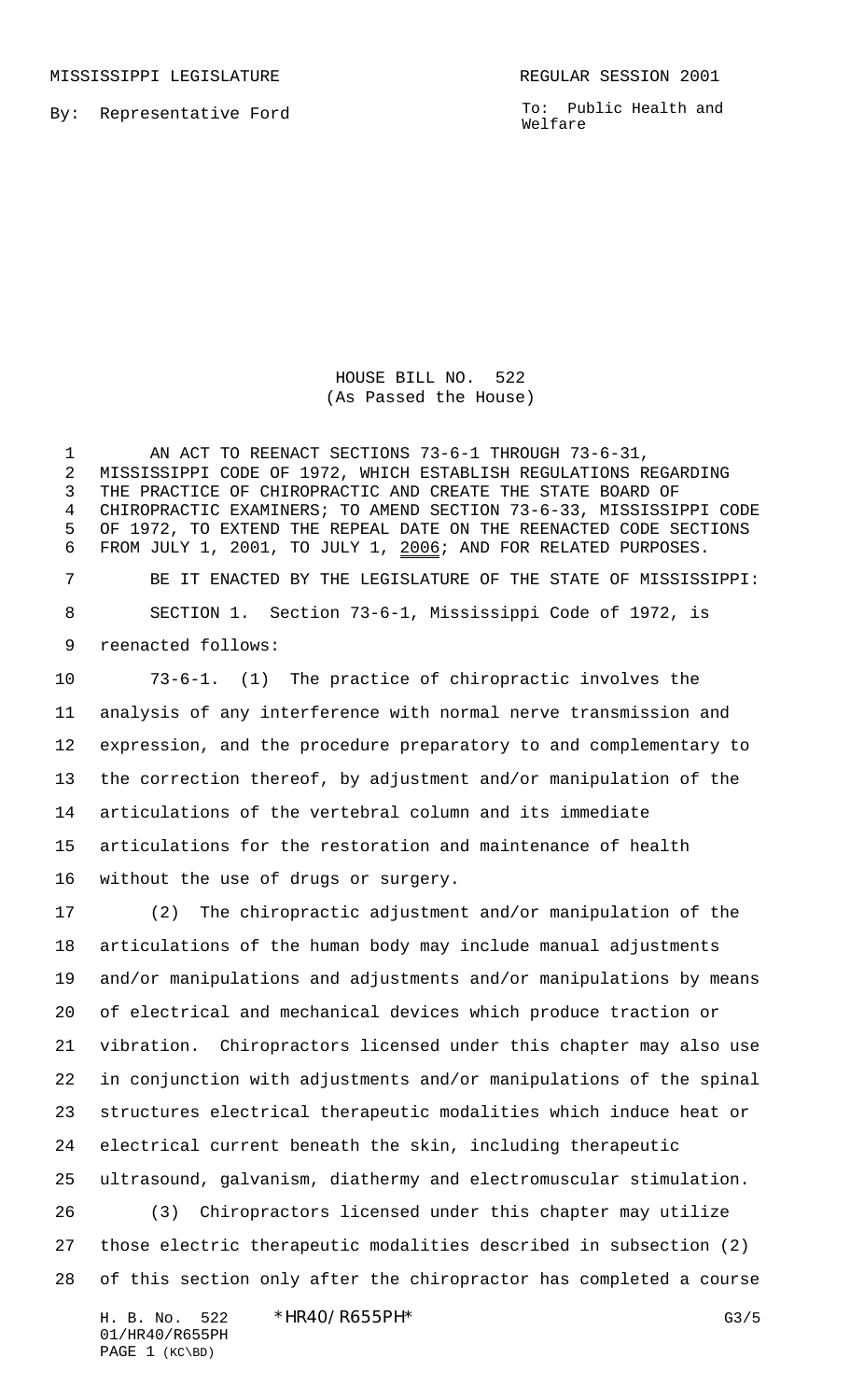MISSISSIPPI LEGISLATURE REGULAR SESSION 2001

By: Representative Ford

To: Public Health and Welfare

HOUSE BILL NO. 522
(As Passed the House)

AN ACT TO REENACT SECTIONS 73-6-1 THROUGH 73-6-31, MISSISSIPPI CODE OF 1972, WHICH ESTABLISH REGULATIONS REGARDING THE PRACTICE OF CHIROPRACTIC AND CREATE THE STATE BOARD OF CHIROPRACTIC EXAMINERS; TO AMEND SECTION 73-6-33, MISSISSIPPI CODE OF 1972, TO EXTEND THE REPEAL DATE ON THE REENACTED CODE SECTIONS FROM JULY 1, 2001, TO JULY 1, 2006; AND FOR RELATED PURPOSES.

BE IT ENACTED BY THE LEGISLATURE OF THE STATE OF MISSISSIPPI:

SECTION 1. Section 73-6-1, Mississippi Code of 1972, is reenacted follows:

73-6-1. (1) The practice of chiropractic involves the analysis of any interference with normal nerve transmission and expression, and the procedure preparatory to and complementary to the correction thereof, by adjustment and/or manipulation of the articulations of the vertebral column and its immediate articulations for the restoration and maintenance of health without the use of drugs or surgery.

(2) The chiropractic adjustment and/or manipulation of the articulations of the human body may include manual adjustments and/or manipulations and adjustments and/or manipulations by means of electrical and mechanical devices which produce traction or vibration. Chiropractors licensed under this chapter may also use in conjunction with adjustments and/or manipulations of the spinal structures electrical therapeutic modalities which induce heat or electrical current beneath the skin, including therapeutic ultrasound, galvanism, diathermy and electromuscular stimulation.

(3) Chiropractors licensed under this chapter may utilize those electric therapeutic modalities described in subsection (2) of this section only after the chiropractor has completed a course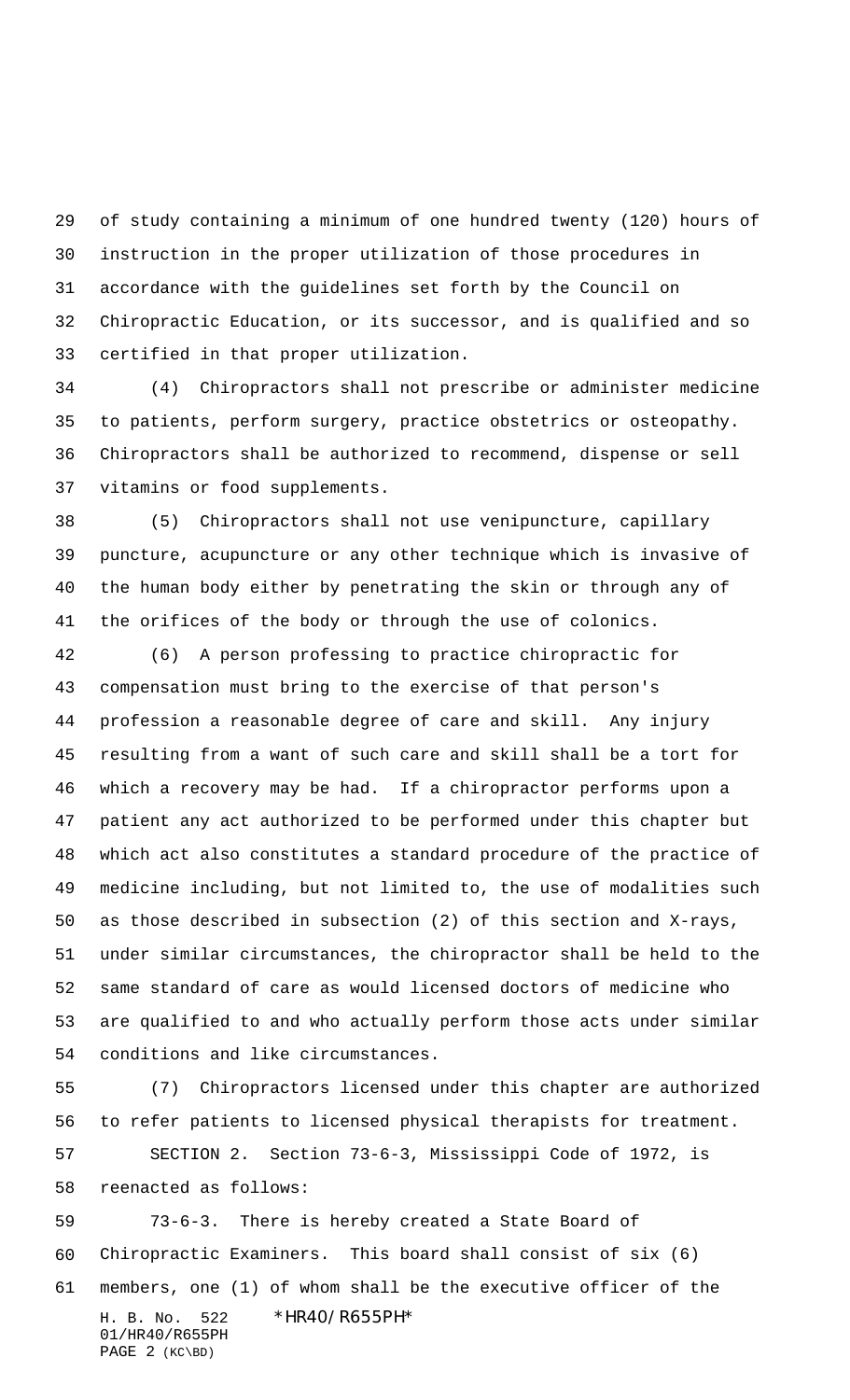of study containing a minimum of one hundred twenty (120) hours of instruction in the proper utilization of those procedures in accordance with the guidelines set forth by the Council on Chiropractic Education, or its successor, and is qualified and so certified in that proper utilization.

(4) Chiropractors shall not prescribe or administer medicine to patients, perform surgery, practice obstetrics or osteopathy. Chiropractors shall be authorized to recommend, dispense or sell vitamins or food supplements.

(5) Chiropractors shall not use venipuncture, capillary puncture, acupuncture or any other technique which is invasive of the human body either by penetrating the skin or through any of the orifices of the body or through the use of colonics.

(6) A person professing to practice chiropractic for compensation must bring to the exercise of that person's profession a reasonable degree of care and skill. Any injury resulting from a want of such care and skill shall be a tort for which a recovery may be had. If a chiropractor performs upon a patient any act authorized to be performed under this chapter but which act also constitutes a standard procedure of the practice of medicine including, but not limited to, the use of modalities such as those described in subsection (2) of this section and X-rays, under similar circumstances, the chiropractor shall be held to the same standard of care as would licensed doctors of medicine who are qualified to and who actually perform those acts under similar conditions and like circumstances.

(7) Chiropractors licensed under this chapter are authorized to refer patients to licensed physical therapists for treatment.

SECTION 2. Section 73-6-3, Mississippi Code of 1972, is reenacted as follows:

73-6-3. There is hereby created a State Board of Chiropractic Examiners. This board shall consist of six (6) members, one (1) of whom shall be the executive officer of the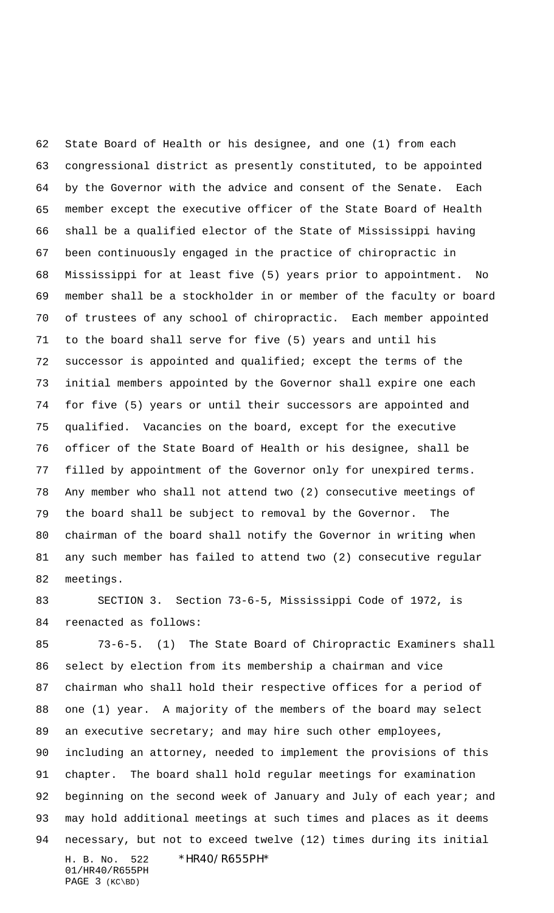State Board of Health or his designee, and one (1) from each congressional district as presently constituted, to be appointed by the Governor with the advice and consent of the Senate. Each member except the executive officer of the State Board of Health shall be a qualified elector of the State of Mississippi having been continuously engaged in the practice of chiropractic in Mississippi for at least five (5) years prior to appointment. No member shall be a stockholder in or member of the faculty or board of trustees of any school of chiropractic. Each member appointed to the board shall serve for five (5) years and until his successor is appointed and qualified; except the terms of the initial members appointed by the Governor shall expire one each for five (5) years or until their successors are appointed and qualified. Vacancies on the board, except for the executive officer of the State Board of Health or his designee, shall be filled by appointment of the Governor only for unexpired terms. Any member who shall not attend two (2) consecutive meetings of the board shall be subject to removal by the Governor. The chairman of the board shall notify the Governor in writing when any such member has failed to attend two (2) consecutive regular meetings.

SECTION 3. Section 73-6-5, Mississippi Code of 1972, is reenacted as follows:

73-6-5. (1) The State Board of Chiropractic Examiners shall select by election from its membership a chairman and vice chairman who shall hold their respective offices for a period of one (1) year. A majority of the members of the board may select an executive secretary; and may hire such other employees, including an attorney, needed to implement the provisions of this chapter. The board shall hold regular meetings for examination beginning on the second week of January and July of each year; and may hold additional meetings at such times and places as it deems necessary, but not to exceed twelve (12) times during its initial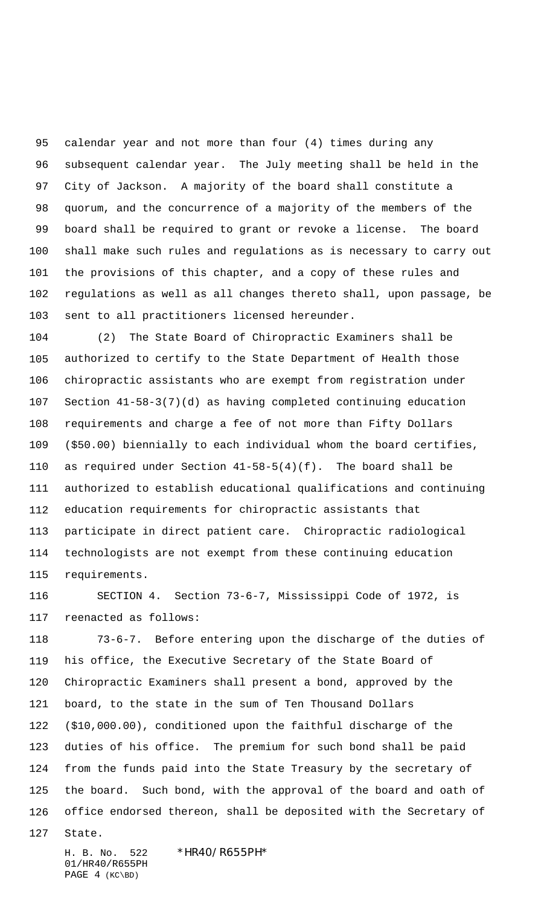calendar year and not more than four (4) times during any subsequent calendar year. The July meeting shall be held in the City of Jackson. A majority of the board shall constitute a quorum, and the concurrence of a majority of the members of the board shall be required to grant or revoke a license. The board shall make such rules and regulations as is necessary to carry out the provisions of this chapter, and a copy of these rules and regulations as well as all changes thereto shall, upon passage, be sent to all practitioners licensed hereunder.

(2) The State Board of Chiropractic Examiners shall be authorized to certify to the State Department of Health those chiropractic assistants who are exempt from registration under Section 41-58-3(7)(d) as having completed continuing education requirements and charge a fee of not more than Fifty Dollars ($50.00) biennially to each individual whom the board certifies, as required under Section 41-58-5(4)(f). The board shall be authorized to establish educational qualifications and continuing education requirements for chiropractic assistants that participate in direct patient care. Chiropractic radiological technologists are not exempt from these continuing education requirements.

SECTION 4. Section 73-6-7, Mississippi Code of 1972, is reenacted as follows:

73-6-7. Before entering upon the discharge of the duties of his office, the Executive Secretary of the State Board of Chiropractic Examiners shall present a bond, approved by the board, to the state in the sum of Ten Thousand Dollars ($10,000.00), conditioned upon the faithful discharge of the duties of his office. The premium for such bond shall be paid from the funds paid into the State Treasury by the secretary of the board. Such bond, with the approval of the board and oath of office endorsed thereon, shall be deposited with the Secretary of State.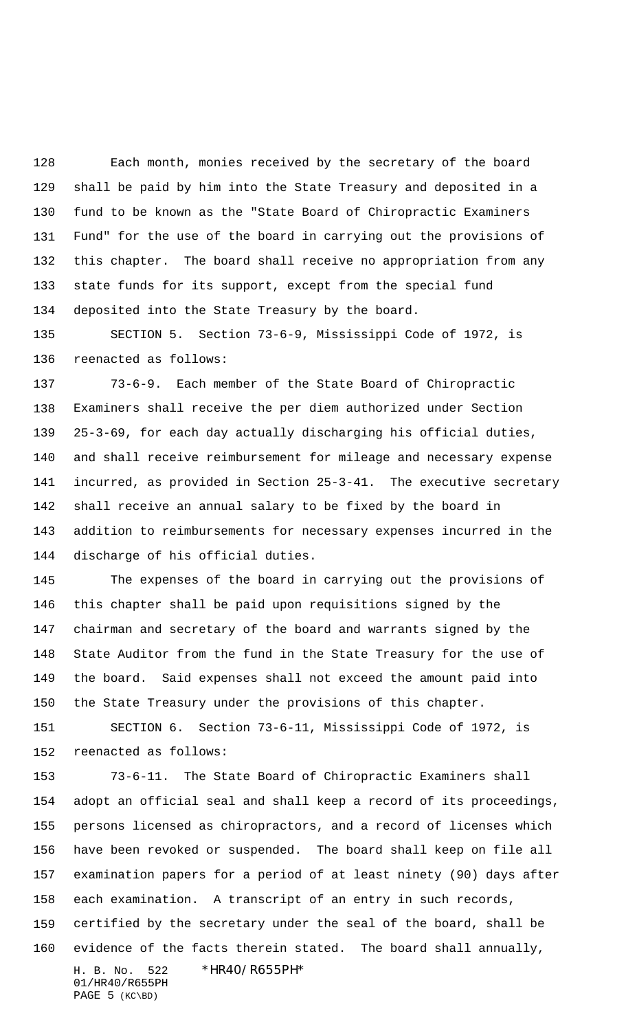Each month, monies received by the secretary of the board shall be paid by him into the State Treasury and deposited in a fund to be known as the "State Board of Chiropractic Examiners Fund" for the use of the board in carrying out the provisions of this chapter. The board shall receive no appropriation from any state funds for its support, except from the special fund deposited into the State Treasury by the board.

SECTION 5. Section 73-6-9, Mississippi Code of 1972, is reenacted as follows:

73-6-9. Each member of the State Board of Chiropractic Examiners shall receive the per diem authorized under Section 25-3-69, for each day actually discharging his official duties, and shall receive reimbursement for mileage and necessary expense incurred, as provided in Section 25-3-41. The executive secretary shall receive an annual salary to be fixed by the board in addition to reimbursements for necessary expenses incurred in the discharge of his official duties.

The expenses of the board in carrying out the provisions of this chapter shall be paid upon requisitions signed by the chairman and secretary of the board and warrants signed by the State Auditor from the fund in the State Treasury for the use of the board. Said expenses shall not exceed the amount paid into the State Treasury under the provisions of this chapter.

SECTION 6. Section 73-6-11, Mississippi Code of 1972, is reenacted as follows:

73-6-11. The State Board of Chiropractic Examiners shall adopt an official seal and shall keep a record of its proceedings, persons licensed as chiropractors, and a record of licenses which have been revoked or suspended. The board shall keep on file all examination papers for a period of at least ninety (90) days after each examination. A transcript of an entry in such records, certified by the secretary under the seal of the board, shall be evidence of the facts therein stated. The board shall annually,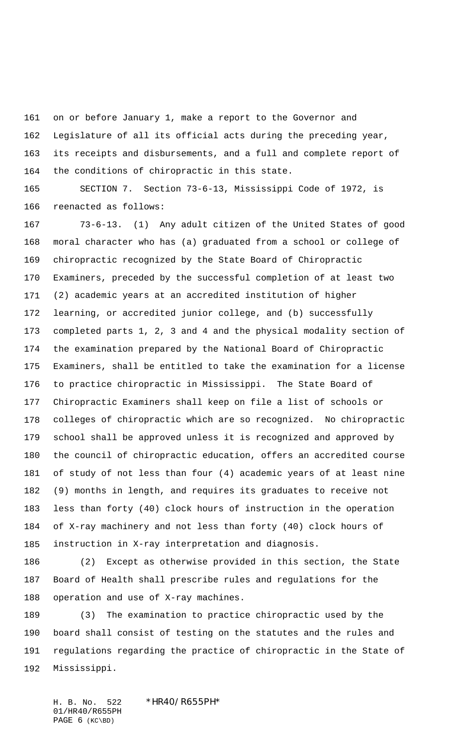on or before January 1, make a report to the Governor and Legislature of all its official acts during the preceding year, its receipts and disbursements, and a full and complete report of the conditions of chiropractic in this state.

SECTION 7. Section 73-6-13, Mississippi Code of 1972, is reenacted as follows:

73-6-13. (1) Any adult citizen of the United States of good moral character who has (a) graduated from a school or college of chiropractic recognized by the State Board of Chiropractic Examiners, preceded by the successful completion of at least two (2) academic years at an accredited institution of higher learning, or accredited junior college, and (b) successfully completed parts 1, 2, 3 and 4 and the physical modality section of the examination prepared by the National Board of Chiropractic Examiners, shall be entitled to take the examination for a license to practice chiropractic in Mississippi. The State Board of Chiropractic Examiners shall keep on file a list of schools or colleges of chiropractic which are so recognized. No chiropractic school shall be approved unless it is recognized and approved by the council of chiropractic education, offers an accredited course of study of not less than four (4) academic years of at least nine (9) months in length, and requires its graduates to receive not less than forty (40) clock hours of instruction in the operation of X-ray machinery and not less than forty (40) clock hours of instruction in X-ray interpretation and diagnosis.

(2) Except as otherwise provided in this section, the State Board of Health shall prescribe rules and regulations for the operation and use of X-ray machines.

(3) The examination to practice chiropractic used by the board shall consist of testing on the statutes and the rules and regulations regarding the practice of chiropractic in the State of Mississippi.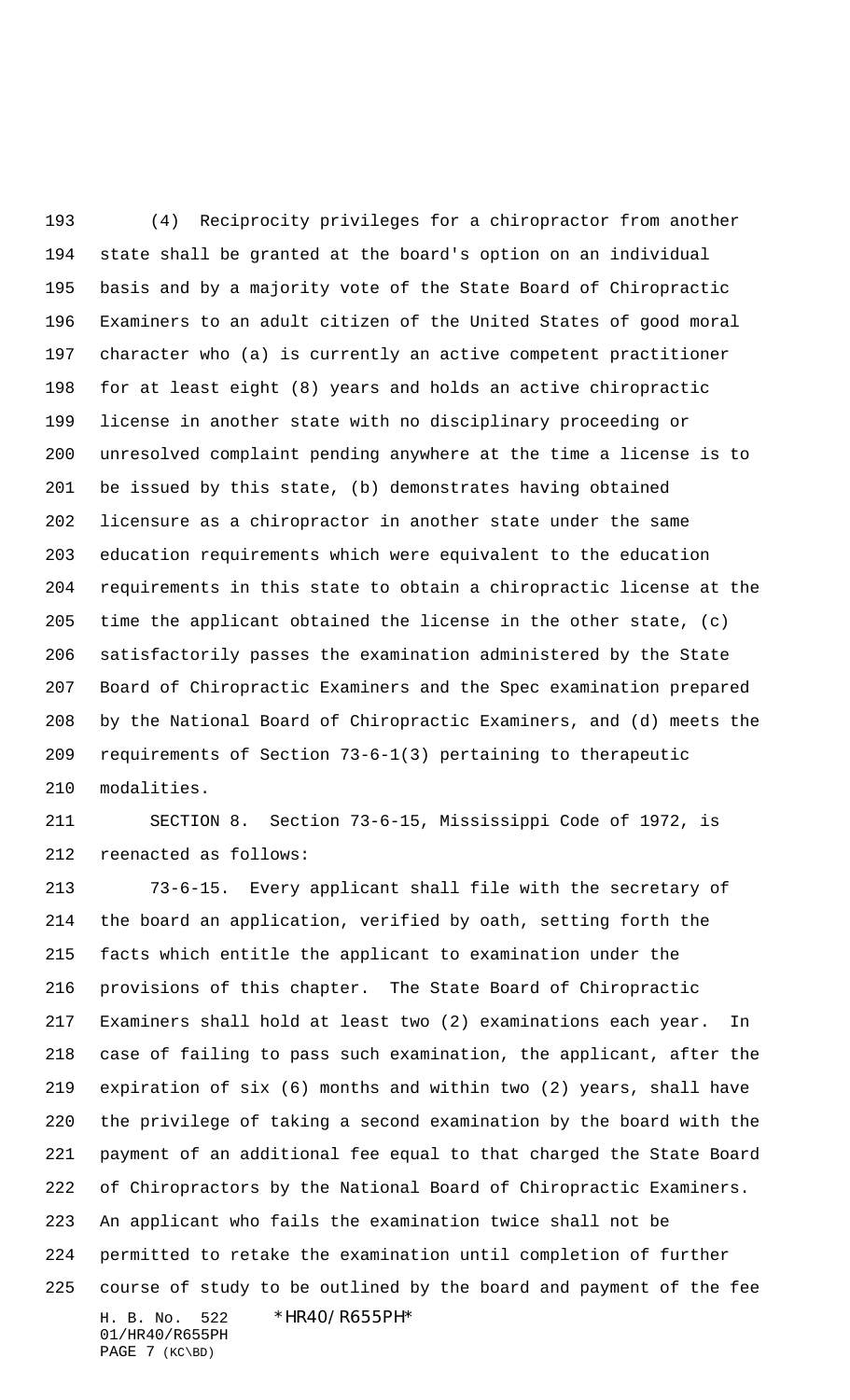(4) Reciprocity privileges for a chiropractor from another state shall be granted at the board's option on an individual basis and by a majority vote of the State Board of Chiropractic Examiners to an adult citizen of the United States of good moral character who (a) is currently an active competent practitioner for at least eight (8) years and holds an active chiropractic license in another state with no disciplinary proceeding or unresolved complaint pending anywhere at the time a license is to be issued by this state, (b) demonstrates having obtained licensure as a chiropractor in another state under the same education requirements which were equivalent to the education requirements in this state to obtain a chiropractic license at the time the applicant obtained the license in the other state, (c) satisfactorily passes the examination administered by the State Board of Chiropractic Examiners and the Spec examination prepared by the National Board of Chiropractic Examiners, and (d) meets the requirements of Section 73-6-1(3) pertaining to therapeutic modalities.

SECTION 8. Section 73-6-15, Mississippi Code of 1972, is reenacted as follows:

73-6-15. Every applicant shall file with the secretary of the board an application, verified by oath, setting forth the facts which entitle the applicant to examination under the provisions of this chapter. The State Board of Chiropractic Examiners shall hold at least two (2) examinations each year. In case of failing to pass such examination, the applicant, after the expiration of six (6) months and within two (2) years, shall have the privilege of taking a second examination by the board with the payment of an additional fee equal to that charged the State Board of Chiropractors by the National Board of Chiropractic Examiners. An applicant who fails the examination twice shall not be permitted to retake the examination until completion of further course of study to be outlined by the board and payment of the fee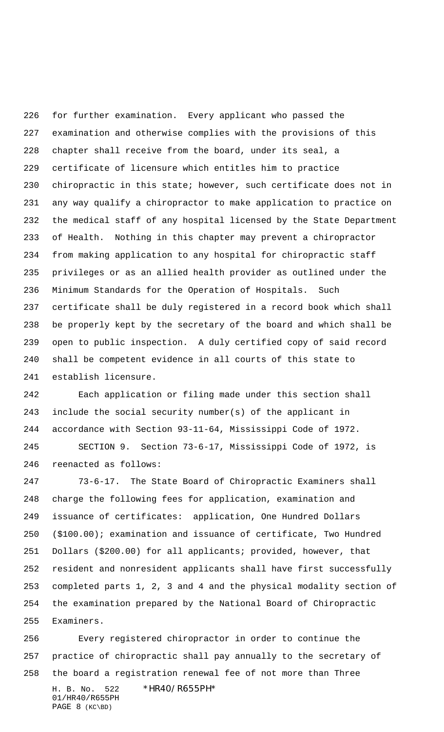for further examination. Every applicant who passed the examination and otherwise complies with the provisions of this chapter shall receive from the board, under its seal, a certificate of licensure which entitles him to practice chiropractic in this state; however, such certificate does not in any way qualify a chiropractor to make application to practice on the medical staff of any hospital licensed by the State Department of Health. Nothing in this chapter may prevent a chiropractor from making application to any hospital for chiropractic staff privileges or as an allied health provider as outlined under the Minimum Standards for the Operation of Hospitals. Such certificate shall be duly registered in a record book which shall be properly kept by the secretary of the board and which shall be open to public inspection. A duly certified copy of said record shall be competent evidence in all courts of this state to establish licensure.

Each application or filing made under this section shall include the social security number(s) of the applicant in accordance with Section 93-11-64, Mississippi Code of 1972.

SECTION 9. Section 73-6-17, Mississippi Code of 1972, is reenacted as follows:

73-6-17. The State Board of Chiropractic Examiners shall charge the following fees for application, examination and issuance of certificates: application, One Hundred Dollars ($100.00); examination and issuance of certificate, Two Hundred Dollars ($200.00) for all applicants; provided, however, that resident and nonresident applicants shall have first successfully completed parts 1, 2, 3 and 4 and the physical modality section of the examination prepared by the National Board of Chiropractic Examiners.

Every registered chiropractor in order to continue the practice of chiropractic shall pay annually to the secretary of the board a registration renewal fee of not more than Three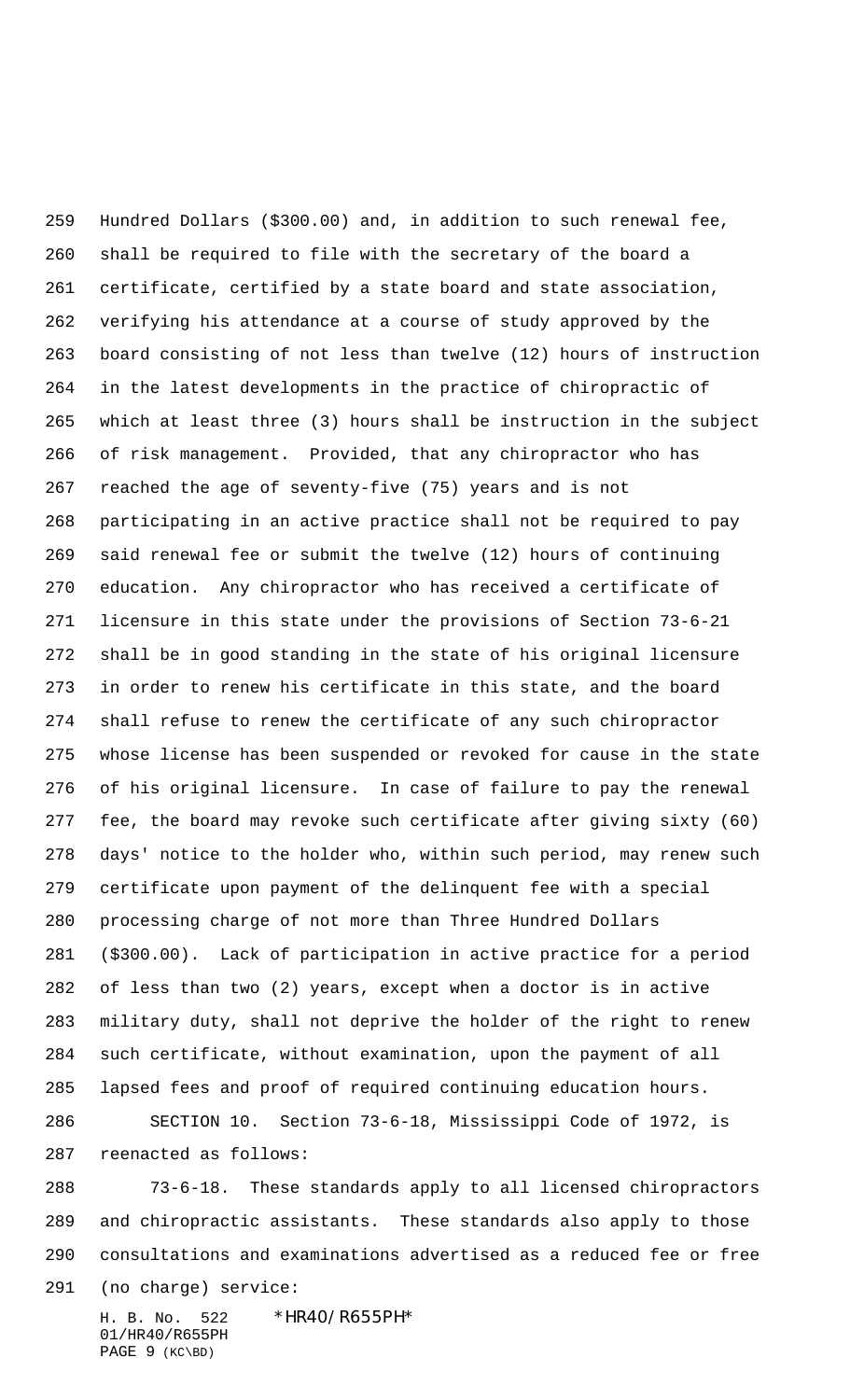Hundred Dollars ($300.00) and, in addition to such renewal fee, shall be required to file with the secretary of the board a certificate, certified by a state board and state association, verifying his attendance at a course of study approved by the board consisting of not less than twelve (12) hours of instruction in the latest developments in the practice of chiropractic of which at least three (3) hours shall be instruction in the subject of risk management. Provided, that any chiropractor who has reached the age of seventy-five (75) years and is not participating in an active practice shall not be required to pay said renewal fee or submit the twelve (12) hours of continuing education. Any chiropractor who has received a certificate of licensure in this state under the provisions of Section 73-6-21 shall be in good standing in the state of his original licensure in order to renew his certificate in this state, and the board shall refuse to renew the certificate of any such chiropractor whose license has been suspended or revoked for cause in the state of his original licensure. In case of failure to pay the renewal fee, the board may revoke such certificate after giving sixty (60) days' notice to the holder who, within such period, may renew such certificate upon payment of the delinquent fee with a special processing charge of not more than Three Hundred Dollars ($300.00). Lack of participation in active practice for a period of less than two (2) years, except when a doctor is in active military duty, shall not deprive the holder of the right to renew such certificate, without examination, upon the payment of all lapsed fees and proof of required continuing education hours.

SECTION 10. Section 73-6-18, Mississippi Code of 1972, is reenacted as follows:

73-6-18. These standards apply to all licensed chiropractors and chiropractic assistants. These standards also apply to those consultations and examinations advertised as a reduced fee or free (no charge) service: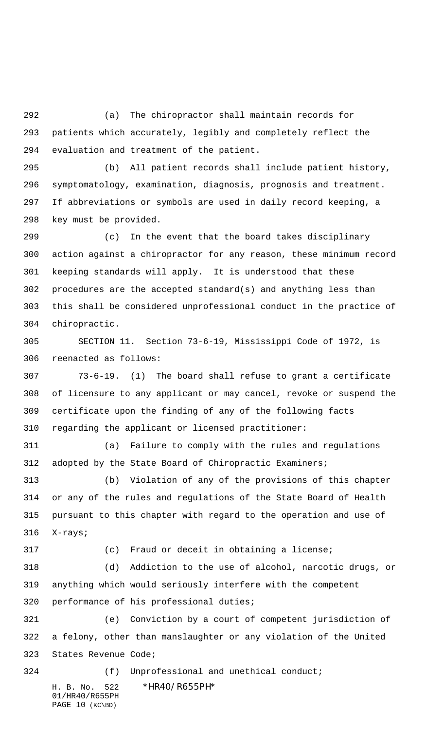(a) The chiropractor shall maintain records for patients which accurately, legibly and completely reflect the evaluation and treatment of the patient.

(b) All patient records shall include patient history, symptomatology, examination, diagnosis, prognosis and treatment. If abbreviations or symbols are used in daily record keeping, a key must be provided.

(c) In the event that the board takes disciplinary action against a chiropractor for any reason, these minimum record keeping standards will apply. It is understood that these procedures are the accepted standard(s) and anything less than this shall be considered unprofessional conduct in the practice of chiropractic.

SECTION 11. Section 73-6-19, Mississippi Code of 1972, is reenacted as follows:

73-6-19. (1) The board shall refuse to grant a certificate of licensure to any applicant or may cancel, revoke or suspend the certificate upon the finding of any of the following facts regarding the applicant or licensed practitioner:

(a) Failure to comply with the rules and regulations adopted by the State Board of Chiropractic Examiners;

(b) Violation of any of the provisions of this chapter or any of the rules and regulations of the State Board of Health pursuant to this chapter with regard to the operation and use of X-rays;

(c) Fraud or deceit in obtaining a license;

(d) Addiction to the use of alcohol, narcotic drugs, or anything which would seriously interfere with the competent performance of his professional duties;

(e) Conviction by a court of competent jurisdiction of a felony, other than manslaughter or any violation of the United States Revenue Code;

(f) Unprofessional and unethical conduct;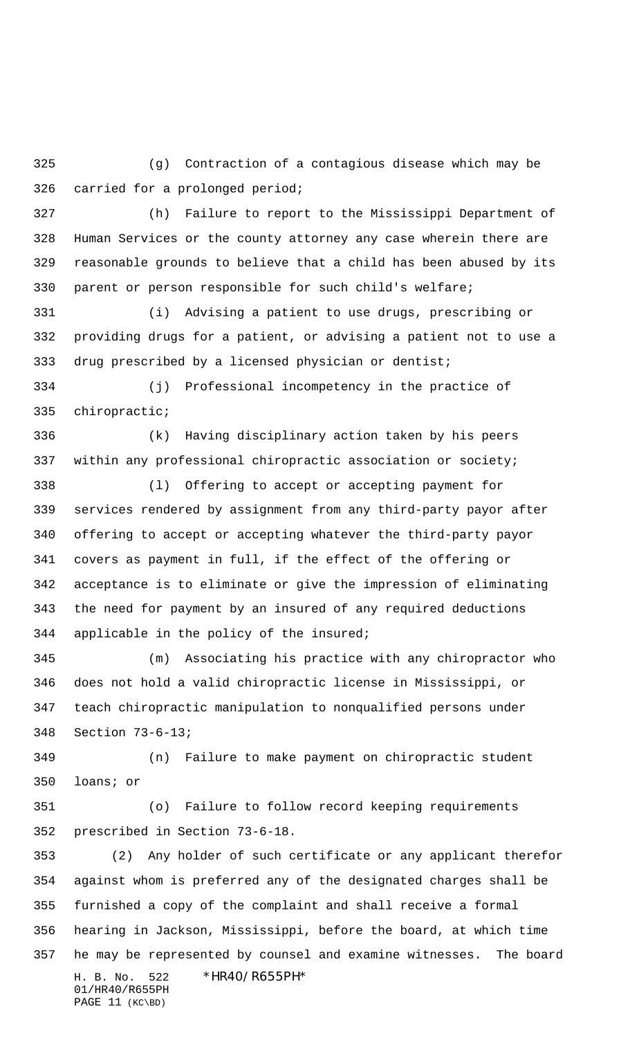(g) Contraction of a contagious disease which may be carried for a prolonged period;

(h) Failure to report to the Mississippi Department of Human Services or the county attorney any case wherein there are reasonable grounds to believe that a child has been abused by its parent or person responsible for such child's welfare;

(i) Advising a patient to use drugs, prescribing or providing drugs for a patient, or advising a patient not to use a drug prescribed by a licensed physician or dentist;

(j) Professional incompetency in the practice of chiropractic;

(k) Having disciplinary action taken by his peers within any professional chiropractic association or society;

(l) Offering to accept or accepting payment for services rendered by assignment from any third-party payor after offering to accept or accepting whatever the third-party payor covers as payment in full, if the effect of the offering or acceptance is to eliminate or give the impression of eliminating the need for payment by an insured of any required deductions applicable in the policy of the insured;

(m) Associating his practice with any chiropractor who does not hold a valid chiropractic license in Mississippi, or teach chiropractic manipulation to nonqualified persons under Section 73-6-13;

(n) Failure to make payment on chiropractic student loans; or

(o) Failure to follow record keeping requirements prescribed in Section 73-6-18.

(2) Any holder of such certificate or any applicant therefor against whom is preferred any of the designated charges shall be furnished a copy of the complaint and shall receive a formal hearing in Jackson, Mississippi, before the board, at which time he may be represented by counsel and examine witnesses. The board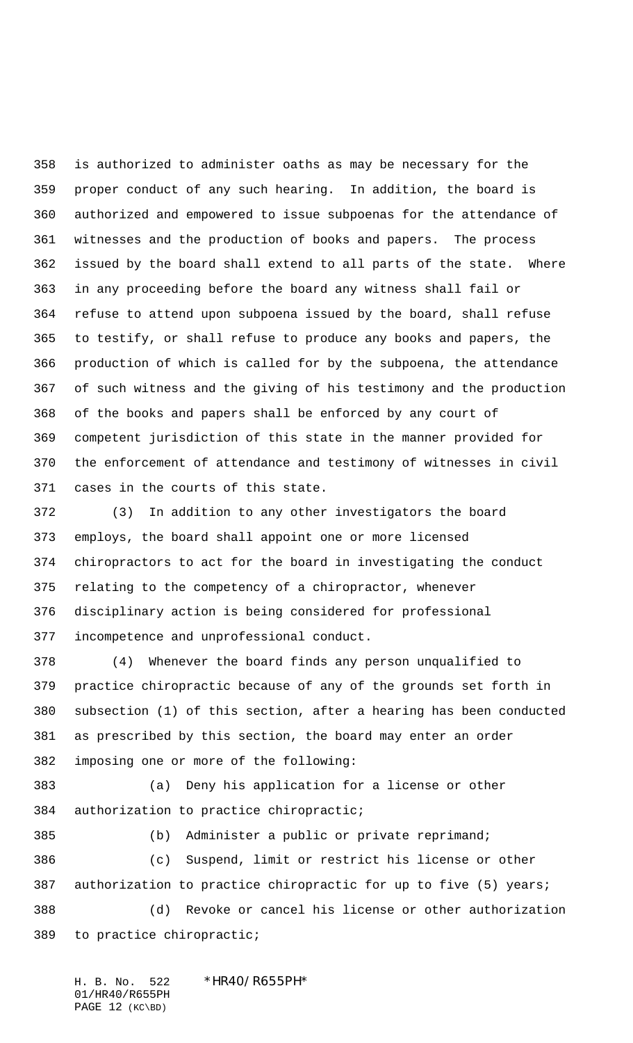is authorized to administer oaths as may be necessary for the proper conduct of any such hearing. In addition, the board is authorized and empowered to issue subpoenas for the attendance of witnesses and the production of books and papers. The process issued by the board shall extend to all parts of the state. Where in any proceeding before the board any witness shall fail or refuse to attend upon subpoena issued by the board, shall refuse to testify, or shall refuse to produce any books and papers, the production of which is called for by the subpoena, the attendance of such witness and the giving of his testimony and the production of the books and papers shall be enforced by any court of competent jurisdiction of this state in the manner provided for the enforcement of attendance and testimony of witnesses in civil cases in the courts of this state.

(3) In addition to any other investigators the board employs, the board shall appoint one or more licensed chiropractors to act for the board in investigating the conduct relating to the competency of a chiropractor, whenever disciplinary action is being considered for professional incompetence and unprofessional conduct.

(4) Whenever the board finds any person unqualified to practice chiropractic because of any of the grounds set forth in subsection (1) of this section, after a hearing has been conducted as prescribed by this section, the board may enter an order imposing one or more of the following:

(a) Deny his application for a license or other authorization to practice chiropractic;

(b) Administer a public or private reprimand;

(c) Suspend, limit or restrict his license or other authorization to practice chiropractic for up to five (5) years;

(d) Revoke or cancel his license or other authorization to practice chiropractic;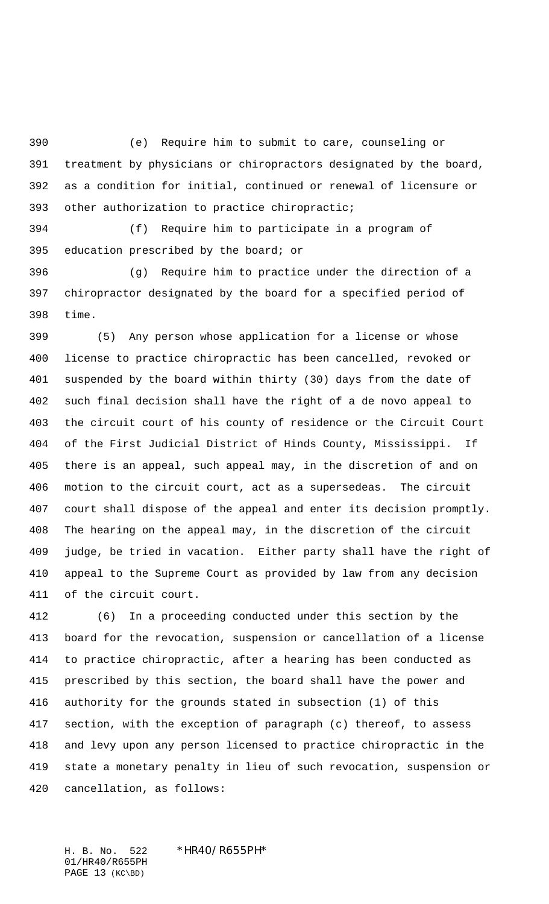(e) Require him to submit to care, counseling or treatment by physicians or chiropractors designated by the board, as a condition for initial, continued or renewal of licensure or other authorization to practice chiropractic;

(f) Require him to participate in a program of education prescribed by the board; or

(g) Require him to practice under the direction of a chiropractor designated by the board for a specified period of time.

(5) Any person whose application for a license or whose license to practice chiropractic has been cancelled, revoked or suspended by the board within thirty (30) days from the date of such final decision shall have the right of a de novo appeal to the circuit court of his county of residence or the Circuit Court of the First Judicial District of Hinds County, Mississippi. If there is an appeal, such appeal may, in the discretion of and on motion to the circuit court, act as a supersedeas. The circuit court shall dispose of the appeal and enter its decision promptly. The hearing on the appeal may, in the discretion of the circuit judge, be tried in vacation. Either party shall have the right of appeal to the Supreme Court as provided by law from any decision of the circuit court.

(6) In a proceeding conducted under this section by the board for the revocation, suspension or cancellation of a license to practice chiropractic, after a hearing has been conducted as prescribed by this section, the board shall have the power and authority for the grounds stated in subsection (1) of this section, with the exception of paragraph (c) thereof, to assess and levy upon any person licensed to practice chiropractic in the state a monetary penalty in lieu of such revocation, suspension or cancellation, as follows: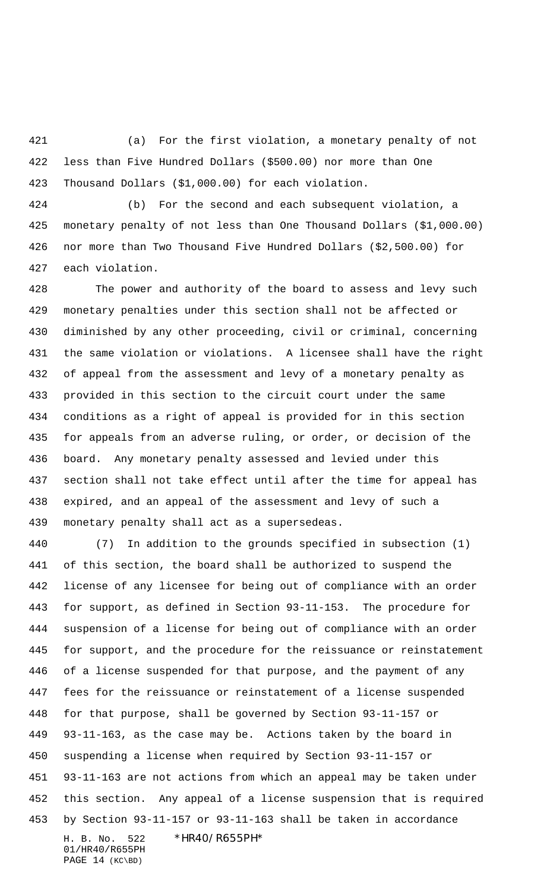(a) For the first violation, a monetary penalty of not less than Five Hundred Dollars ($500.00) nor more than One Thousand Dollars ($1,000.00) for each violation.

(b) For the second and each subsequent violation, a monetary penalty of not less than One Thousand Dollars ($1,000.00) nor more than Two Thousand Five Hundred Dollars ($2,500.00) for each violation.

The power and authority of the board to assess and levy such monetary penalties under this section shall not be affected or diminished by any other proceeding, civil or criminal, concerning the same violation or violations. A licensee shall have the right of appeal from the assessment and levy of a monetary penalty as provided in this section to the circuit court under the same conditions as a right of appeal is provided for in this section for appeals from an adverse ruling, or order, or decision of the board. Any monetary penalty assessed and levied under this section shall not take effect until after the time for appeal has expired, and an appeal of the assessment and levy of such a monetary penalty shall act as a supersedeas.

(7) In addition to the grounds specified in subsection (1) of this section, the board shall be authorized to suspend the license of any licensee for being out of compliance with an order for support, as defined in Section 93-11-153. The procedure for suspension of a license for being out of compliance with an order for support, and the procedure for the reissuance or reinstatement of a license suspended for that purpose, and the payment of any fees for the reissuance or reinstatement of a license suspended for that purpose, shall be governed by Section 93-11-157 or 93-11-163, as the case may be. Actions taken by the board in suspending a license when required by Section 93-11-157 or 93-11-163 are not actions from which an appeal may be taken under this section. Any appeal of a license suspension that is required by Section 93-11-157 or 93-11-163 shall be taken in accordance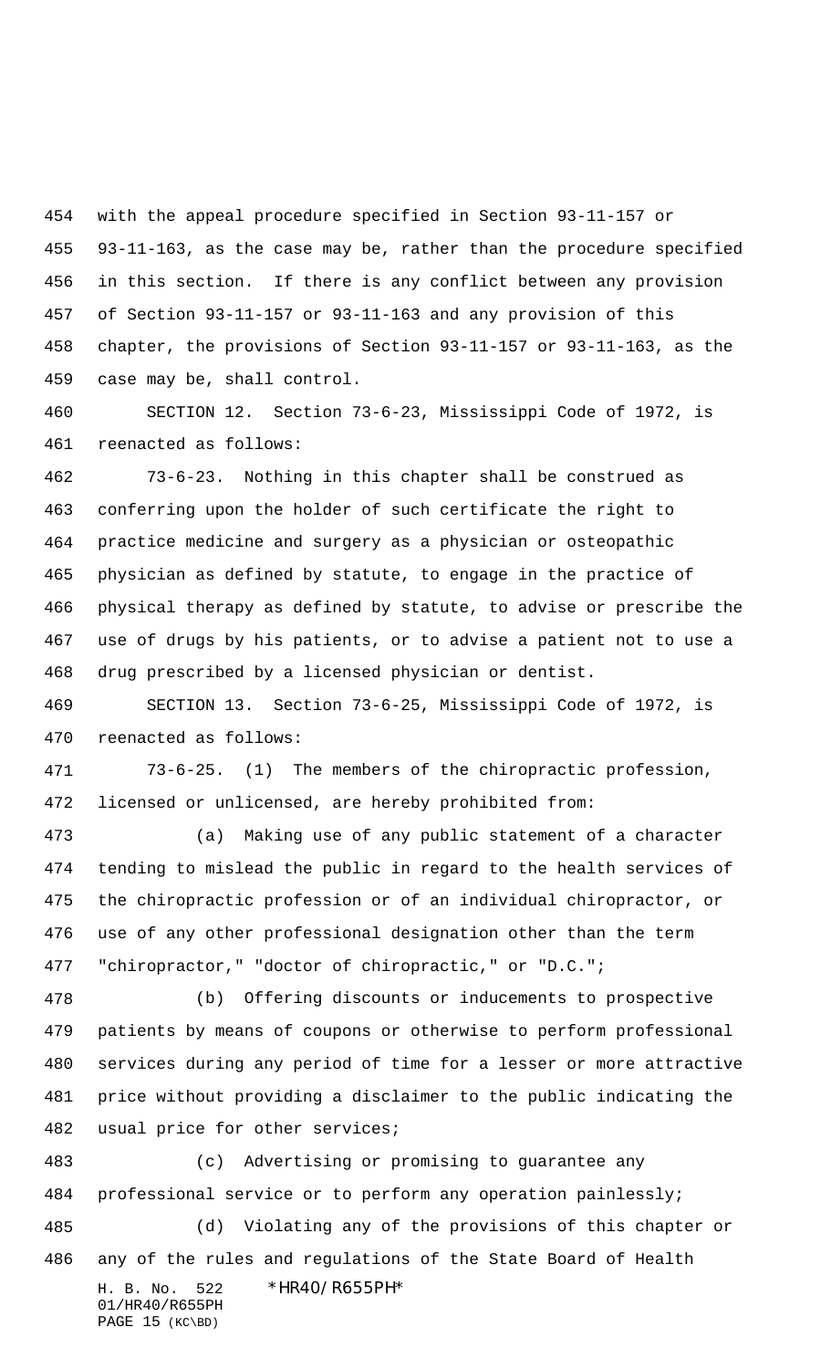with the appeal procedure specified in Section 93-11-157 or 93-11-163, as the case may be, rather than the procedure specified in this section. If there is any conflict between any provision of Section 93-11-157 or 93-11-163 and any provision of this chapter, the provisions of Section 93-11-157 or 93-11-163, as the case may be, shall control.

SECTION 12. Section 73-6-23, Mississippi Code of 1972, is reenacted as follows:

73-6-23. Nothing in this chapter shall be construed as conferring upon the holder of such certificate the right to practice medicine and surgery as a physician or osteopathic physician as defined by statute, to engage in the practice of physical therapy as defined by statute, to advise or prescribe the use of drugs by his patients, or to advise a patient not to use a drug prescribed by a licensed physician or dentist.

SECTION 13. Section 73-6-25, Mississippi Code of 1972, is reenacted as follows:

73-6-25. (1) The members of the chiropractic profession, licensed or unlicensed, are hereby prohibited from:

(a) Making use of any public statement of a character tending to mislead the public in regard to the health services of the chiropractic profession or of an individual chiropractor, or use of any other professional designation other than the term "chiropractor," "doctor of chiropractic," or "D.C.";

(b) Offering discounts or inducements to prospective patients by means of coupons or otherwise to perform professional services during any period of time for a lesser or more attractive price without providing a disclaimer to the public indicating the usual price for other services;

(c) Advertising or promising to guarantee any professional service or to perform any operation painlessly;

(d) Violating any of the provisions of this chapter or any of the rules and regulations of the State Board of Health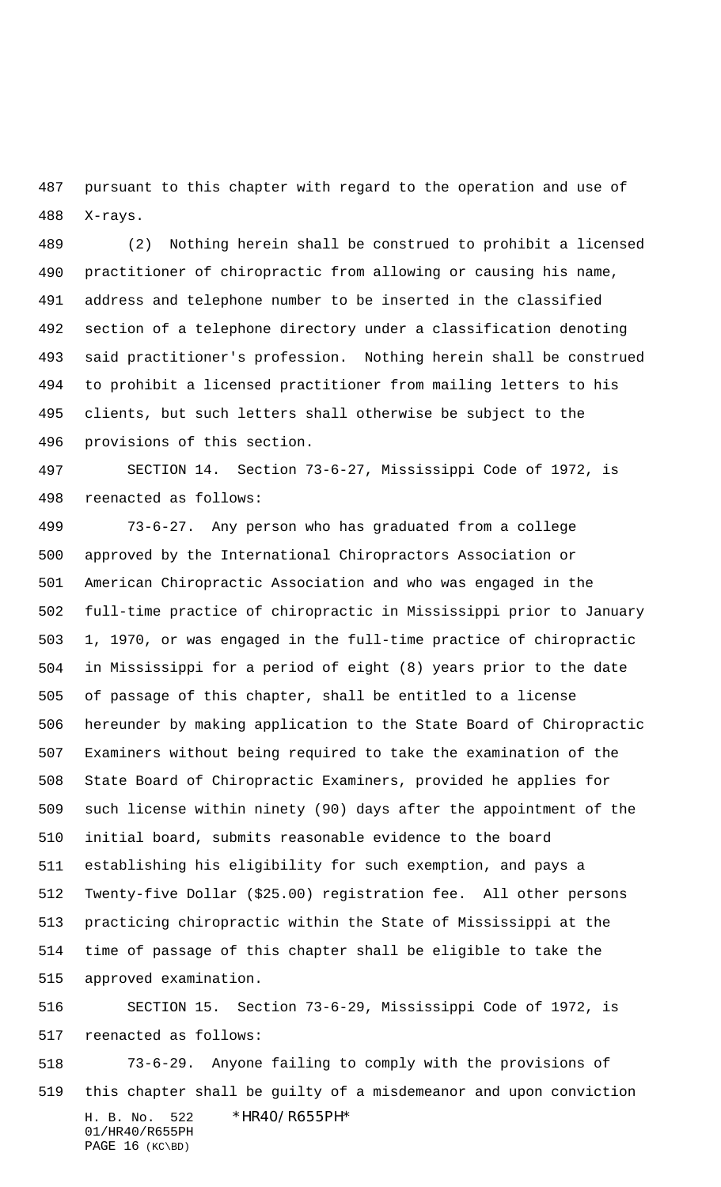pursuant to this chapter with regard to the operation and use of X-rays.

(2) Nothing herein shall be construed to prohibit a licensed practitioner of chiropractic from allowing or causing his name, address and telephone number to be inserted in the classified section of a telephone directory under a classification denoting said practitioner's profession. Nothing herein shall be construed to prohibit a licensed practitioner from mailing letters to his clients, but such letters shall otherwise be subject to the provisions of this section.

SECTION 14. Section 73-6-27, Mississippi Code of 1972, is reenacted as follows:

73-6-27. Any person who has graduated from a college approved by the International Chiropractors Association or American Chiropractic Association and who was engaged in the full-time practice of chiropractic in Mississippi prior to January 1, 1970, or was engaged in the full-time practice of chiropractic in Mississippi for a period of eight (8) years prior to the date of passage of this chapter, shall be entitled to a license hereunder by making application to the State Board of Chiropractic Examiners without being required to take the examination of the State Board of Chiropractic Examiners, provided he applies for such license within ninety (90) days after the appointment of the initial board, submits reasonable evidence to the board establishing his eligibility for such exemption, and pays a Twenty-five Dollar ($25.00) registration fee. All other persons practicing chiropractic within the State of Mississippi at the time of passage of this chapter shall be eligible to take the approved examination.

SECTION 15. Section 73-6-29, Mississippi Code of 1972, is reenacted as follows:

73-6-29. Anyone failing to comply with the provisions of this chapter shall be guilty of a misdemeanor and upon conviction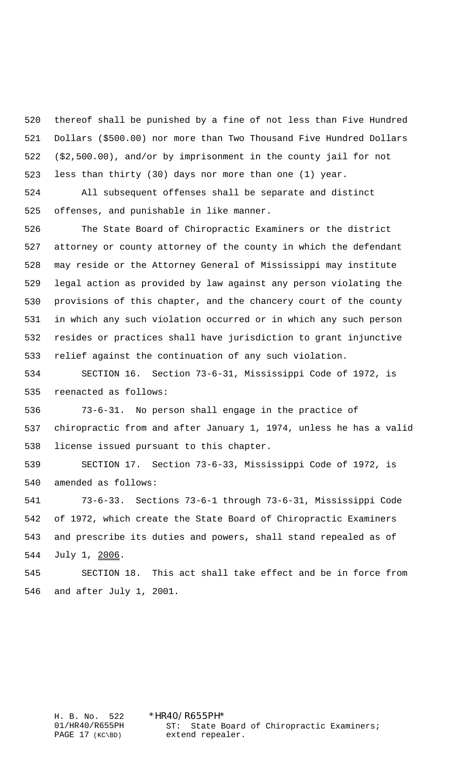thereof shall be punished by a fine of not less than Five Hundred Dollars ($500.00) nor more than Two Thousand Five Hundred Dollars ($2,500.00), and/or by imprisonment in the county jail for not less than thirty (30) days nor more than one (1) year.

All subsequent offenses shall be separate and distinct offenses, and punishable in like manner.

The State Board of Chiropractic Examiners or the district attorney or county attorney of the county in which the defendant may reside or the Attorney General of Mississippi may institute legal action as provided by law against any person violating the provisions of this chapter, and the chancery court of the county in which any such violation occurred or in which any such person resides or practices shall have jurisdiction to grant injunctive relief against the continuation of any such violation.

SECTION 16. Section 73-6-31, Mississippi Code of 1972, is reenacted as follows:

73-6-31. No person shall engage in the practice of chiropractic from and after January 1, 1974, unless he has a valid license issued pursuant to this chapter.

SECTION 17. Section 73-6-33, Mississippi Code of 1972, is amended as follows:

73-6-33. Sections 73-6-1 through 73-6-31, Mississippi Code of 1972, which create the State Board of Chiropractic Examiners and prescribe its duties and powers, shall stand repealed as of July 1, 2006.

SECTION 18. This act shall take effect and be in force from and after July 1, 2001.

ST: State Board of Chiropractic Examiners; extend repealer.